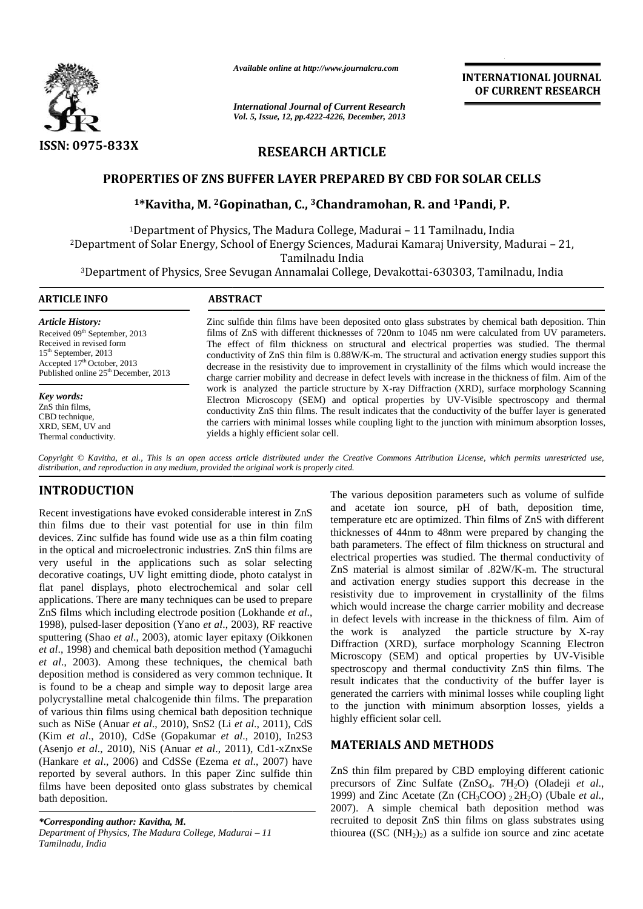*Available online at http://www.journalcra.com*

*International Journal of Current Research*
*Vol. 5, Issue, 12, pp.4222-4226, December, 2013*

**INTERNATIONAL JOURNAL OF CURRENT RESEARCH**

ISSN: 0975-833X

## RESEARCH ARTICLE

# PROPERTIES OF ZNS BUFFER LAYER PREPARED BY CBD FOR SOLAR CELLS

**[1]*Kavitha, M. [2]Gopinathan, C., [3]Chandramohan, R. and [1]Pandi, P.**

[1]Department of Physics, The Madura College, Madurai – 11 Tamilnadu, India
[2]Department of Solar Energy, School of Energy Sciences, Madurai Kamaraj University, Madurai – 21, Tamilnadu India
[3]Department of Physics, Sree Sevugan Annamalai College, Devakottai-630303, Tamilnadu, India

### ARTICLE INFO

*Article History:*
Received 09th September, 2013
Received in revised form 15th September, 2013
Accepted 17th October, 2013
Published online 25th December, 2013

*Key words:*
ZnS thin films,
CBD technique,
XRD, SEM, UV and
Thermal conductivity.

### ABSTRACT

Zinc sulfide thin films have been deposited onto glass substrates by chemical bath deposition. Thin films of ZnS with different thicknesses of 720nm to 1045 nm were calculated from UV parameters. The effect of film thickness on structural and electrical properties was studied. The thermal conductivity of ZnS thin film is 0.88W/K-m. The structural and activation energy studies support this decrease in the resistivity due to improvement in crystallinity of the films which would increase the charge carrier mobility and decrease in defect levels with increase in the thickness of film. Aim of the work is analyzed the particle structure by X-ray Diffraction (XRD), surface morphology Scanning Electron Microscopy (SEM) and optical properties by UV-Visible spectroscopy and thermal conductivity ZnS thin films. The result indicates that the conductivity of the buffer layer is generated the carriers with minimal losses while coupling light to the junction with minimum absorption losses, yields a highly efficient solar cell.

*Copyright © Kavitha, et al., This is an open access article distributed under the Creative Commons Attribution License, which permits unrestricted use, distribution, and reproduction in any medium, provided the original work is properly cited.*

## INTRODUCTION

Recent investigations have evoked considerable interest in ZnS thin films due to their vast potential for use in thin film devices. Zinc sulfide has found wide use as a thin film coating in the optical and microelectronic industries. ZnS thin films are very useful in the applications such as solar selecting decorative coatings, UV light emitting diode, photo catalyst in flat panel displays, photo electrochemical and solar cell applications. There are many techniques can be used to prepare ZnS films which including electrode position (Lokhande *et al*., 1998), pulsed-laser deposition (Yano *et al*., 2003), RF reactive sputtering (Shao *et al*., 2003), atomic layer epitaxy (Oikkonen *et al*., 1998) and chemical bath deposition method (Yamaguchi *et al*., 2003). Among these techniques, the chemical bath deposition method is considered as very common technique. It is found to be a cheap and simple way to deposit large area polycrystalline metal chalcogenide thin films. The preparation of various thin films using chemical bath deposition technique such as NiSe (Anuar *et al*., 2010), SnS2 (Li *et al*., 2011), CdS (Kim *et al*., 2010), CdSe (Gopakumar *et al*., 2010), In2S3 (Asenjo *et al*., 2010), NiS (Anuar *et al*., 2011), Cd1-xZnxSe (Hankare *et al*., 2006) and CdSSe (Ezema *et al*., 2007) have reported by several authors. In this paper Zinc sulfide thin films have been deposited onto glass substrates by chemical bath deposition.

The various deposition parameters such as volume of sulfide and acetate ion source, pH of bath, deposition time, temperature etc are optimized. Thin films of ZnS with different thicknesses of 44nm to 48nm were prepared by changing the bath parameters. The effect of film thickness on structural and electrical properties was studied. The thermal conductivity of ZnS material is almost similar of .82W/K-m. The structural and activation energy studies support this decrease in the resistivity due to improvement in crystallinity of the films which would increase the charge carrier mobility and decrease in defect levels with increase in the thickness of film. Aim of the work is analyzed the particle structure by X-ray Diffraction (XRD), surface morphology Scanning Electron Microscopy (SEM) and optical properties by UV-Visible spectroscopy and thermal conductivity ZnS thin films. The result indicates that the conductivity of the buffer layer is generated the carriers with minimal losses while coupling light to the junction with minimum absorption losses, yields a highly efficient solar cell.

## MATERIALS AND METHODS

ZnS thin film prepared by CBD employing different cationic precursors of Zinc Sulfate ($ZnSO_4$. $7H_2O$) (Oladeji *et al*., 1999) and Zinc Acetate ($Zn(CH_3COO)_2.2H_2O$) (Ubale *et al*., 2007). A simple chemical bath deposition method was recruited to deposit ZnS thin films on glass substrates using thiourea ($(SC(NH_2)_2)$) as a sulfide ion source and zinc acetate

**\*Corresponding author: Kavitha, M.**
*Department of Physics, The Madura College, Madurai – 11 Tamilnadu, India*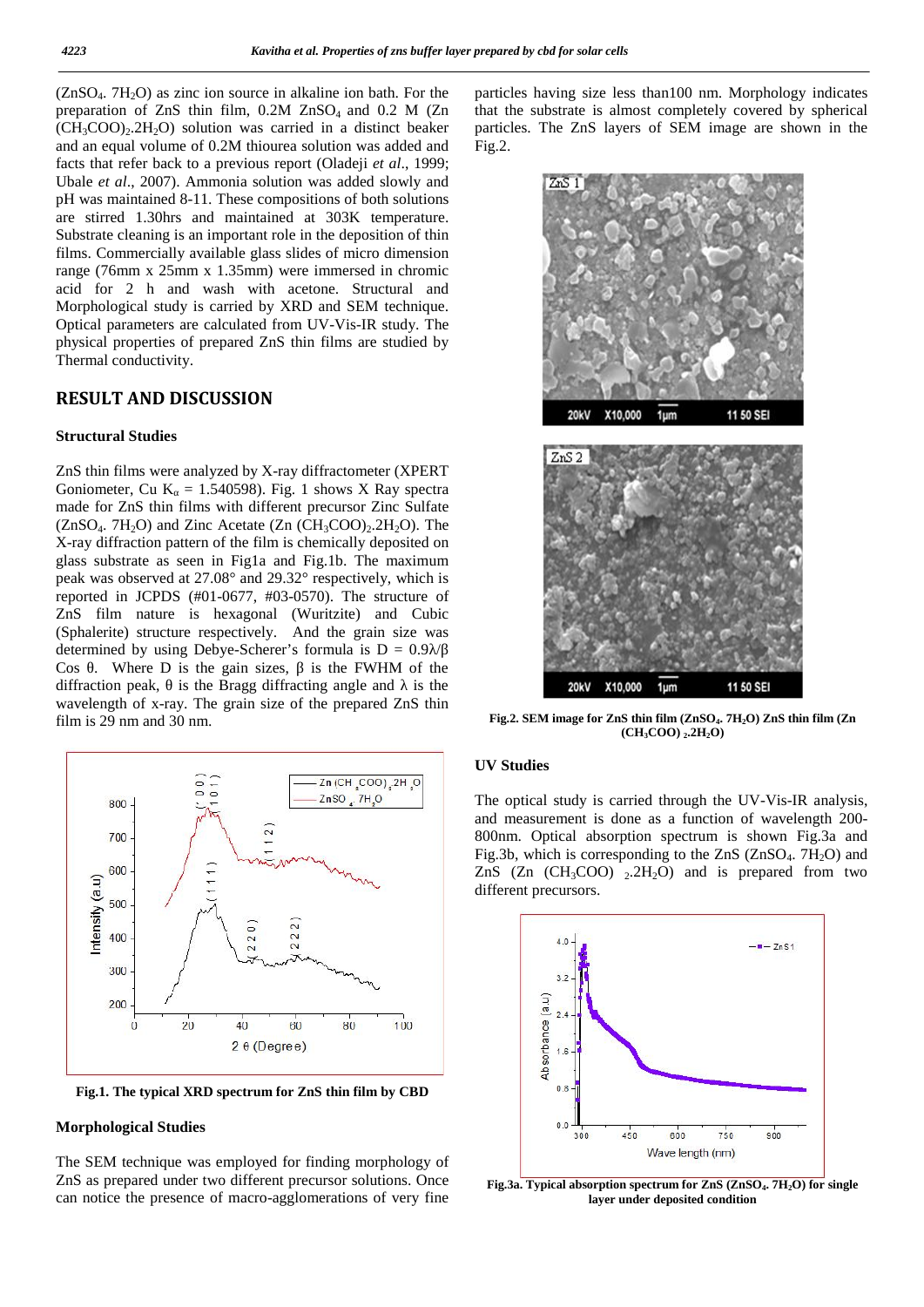($ZnSO_4$. $7H_2O$) as zinc ion source in alkaline ion bath. For the preparation of ZnS thin film, 0.2M $ZnSO_4$ and 0.2 M (Zn $(CH_3COO)_2.2H_2O$) solution was carried in a distinct beaker and an equal volume of 0.2M thiourea solution was added and facts that refer back to a previous report (Oladeji *et al*., 1999; Ubale *et al*., 2007). Ammonia solution was added slowly and pH was maintained 8-11. These compositions of both solutions are stirred 1.30hrs and maintained at 303K temperature. Substrate cleaning is an important role in the deposition of thin films. Commercially available glass slides of micro dimension range (76mm x 25mm x 1.35mm) were immersed in chromic acid for 2 h and wash with acetone. Structural and Morphological study is carried by XRD and SEM technique. Optical parameters are calculated from UV-Vis-IR study. The physical properties of prepared ZnS thin films are studied by Thermal conductivity.

## RESULT AND DISCUSSION

### Structural Studies

ZnS thin films were analyzed by X-ray diffractometer (XPERT Goniometer, Cu $K_\alpha$ = 1.540598). Fig. 1 shows X Ray spectra made for ZnS thin films with different precursor Zinc Sulfate ($ZnSO_4$. $7H_2O$) and Zinc Acetate (Zn $(CH_3COO)_2.2H_2O$). The X-ray diffraction pattern of the film is chemically deposited on glass substrate as seen in Fig1a and Fig.1b. The maximum peak was observed at 27.08° and 29.32° respectively, which is reported in JCPDS (#01-0677, #03-0570). The structure of ZnS film nature is hexagonal (Wuritzite) and Cubic (Sphalerite) structure respectively. And the grain size was determined by using Debye-Scherer's formula is $D = 0.9\lambda/\beta \cos \theta$. Where D is the gain sizes, $\beta$ is the FWHM of the diffraction peak, $\theta$ is the Bragg diffracting angle and $\lambda$ is the wavelength of x-ray. The grain size of the prepared ZnS thin film is 29 nm and 30 nm.

**Fig.1. The typical XRD spectrum for ZnS thin film by CBD**

### Morphological Studies

The SEM technique was employed for finding morphology of ZnS as prepared under two different precursor solutions. Once can notice the presence of macro-agglomerations of very fine particles having size less than100 nm. Morphology indicates that the substrate is almost completely covered by spherical particles. The ZnS layers of SEM image are shown in the Fig.2.

**Fig.2. SEM image for ZnS thin film ($ZnSO_4$. $7H_2O$) ZnS thin film (Zn $(CH_3COO)_2.2H_2O$)**

### UV Studies

The optical study is carried through the UV-Vis-IR analysis, and measurement is done as a function of wavelength 200-800nm. Optical absorption spectrum is shown Fig.3a and Fig.3b, which is corresponding to the ZnS ($ZnSO_4$. $7H_2O$) and ZnS (Zn $(CH_3COO)_2.2H_2O$) and is prepared from two different precursors.

**Fig.3a. Typical absorption spectrum for ZnS ($ZnSO_4$. $7H_2O$) for single layer under deposited condition**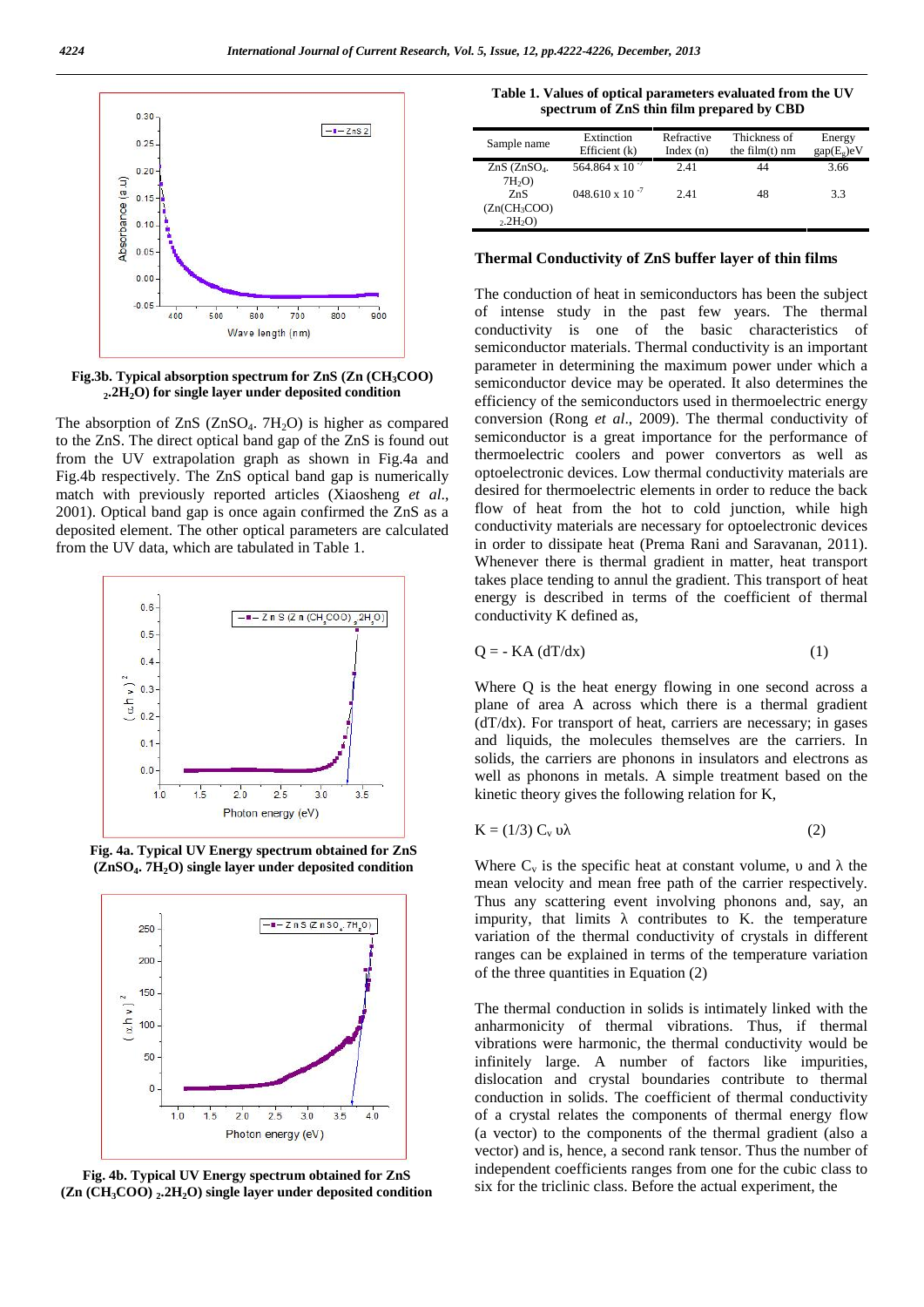Fig.3b. Typical absorption spectrum for ZnS ($Zn(CH_3COO)_2.2H_2O$) for single layer under deposited condition

The absorption of ZnS ($ZnSO_4$. $7H_2O$) is higher as compared to the ZnS. The direct optical band gap of the ZnS is found out from the UV extrapolation graph as shown in Fig.4a and Fig.4b respectively. The ZnS optical band gap is numerically match with previously reported articles (Xiaosheng *et al*., 2001). Optical band gap is once again confirmed the ZnS as a deposited element. The other optical parameters are calculated from the UV data, which are tabulated in Table 1.

Fig. 4a. Typical UV Energy spectrum obtained for ZnS ($ZnSO_4$. $7H_2O$) single layer under deposited condition

Fig. 4b. Typical UV Energy spectrum obtained for ZnS ($Zn(CH_3COO)_2.2H_2O$) single layer under deposited condition

**Table 1. Values of optical parameters evaluated from the UV spectrum of ZnS thin film prepared by CBD**

| Sample name | Extinction Efficient (k) | Refractive Index (n) | Thickness of the film(t) nm | Energy gap($E_g$)eV |
|---|---|---|---|---|
| ZnS ($ZnSO_4$. $7H_2O$) | $564.864 \times 10^{-7}$ | 2.41 | 44 | 3.66 |
| ZnS ($Zn(CH_3COO)_2.2H_2O$) | $048.610 \times 10^{-7}$ | 2.41 | 48 | 3.3 |

## Thermal Conductivity of ZnS buffer layer of thin films

The conduction of heat in semiconductors has been the subject of intense study in the past few years. The thermal conductivity is one of the basic characteristics of semiconductor materials. Thermal conductivity is an important parameter in determining the maximum power under which a semiconductor device may be operated. It also determines the efficiency of the semiconductors used in thermoelectric energy conversion (Rong *et al*., 2009). The thermal conductivity of semiconductor is a great importance for the performance of thermoelectric coolers and power convertors as well as optoelectronic devices. Low thermal conductivity materials are desired for thermoelectric elements in order to reduce the back flow of heat from the hot to cold junction, while high conductivity materials are necessary for optoelectronic devices in order to dissipate heat (Prema Rani and Saravanan, 2011). Whenever there is thermal gradient in matter, heat transport takes place tending to annul the gradient. This transport of heat energy is described in terms of the coefficient of thermal conductivity K defined as,

$$Q = - KA\,(dT/dx) \qquad (1)$$

Where Q is the heat energy flowing in one second across a plane of area A across which there is a thermal gradient (dT/dx). For transport of heat, carriers are necessary; in gases and liquids, the molecules themselves are the carriers. In solids, the carriers are phonons in insulators and electrons as well as phonons in metals. A simple treatment based on the kinetic theory gives the following relation for K,

$$K = (1/3)\, C_v\, \upsilon\lambda \qquad (2)$$

Where $C_v$ is the specific heat at constant volume, $\upsilon$ and $\lambda$ the mean velocity and mean free path of the carrier respectively. Thus any scattering event involving phonons and, say, an impurity, that limits $\lambda$ contributes to K. the temperature variation of the thermal conductivity of crystals in different ranges can be explained in terms of the temperature variation of the three quantities in Equation (2)

The thermal conduction in solids is intimately linked with the anharmonicity of thermal vibrations. Thus, if thermal vibrations were harmonic, the thermal conductivity would be infinitely large. A number of factors like impurities, dislocation and crystal boundaries contribute to thermal conduction in solids. The coefficient of thermal conductivity of a crystal relates the components of thermal energy flow (a vector) to the components of the thermal gradient (also a vector) and is, hence, a second rank tensor. Thus the number of independent coefficients ranges from one for the cubic class to six for the triclinic class. Before the actual experiment, the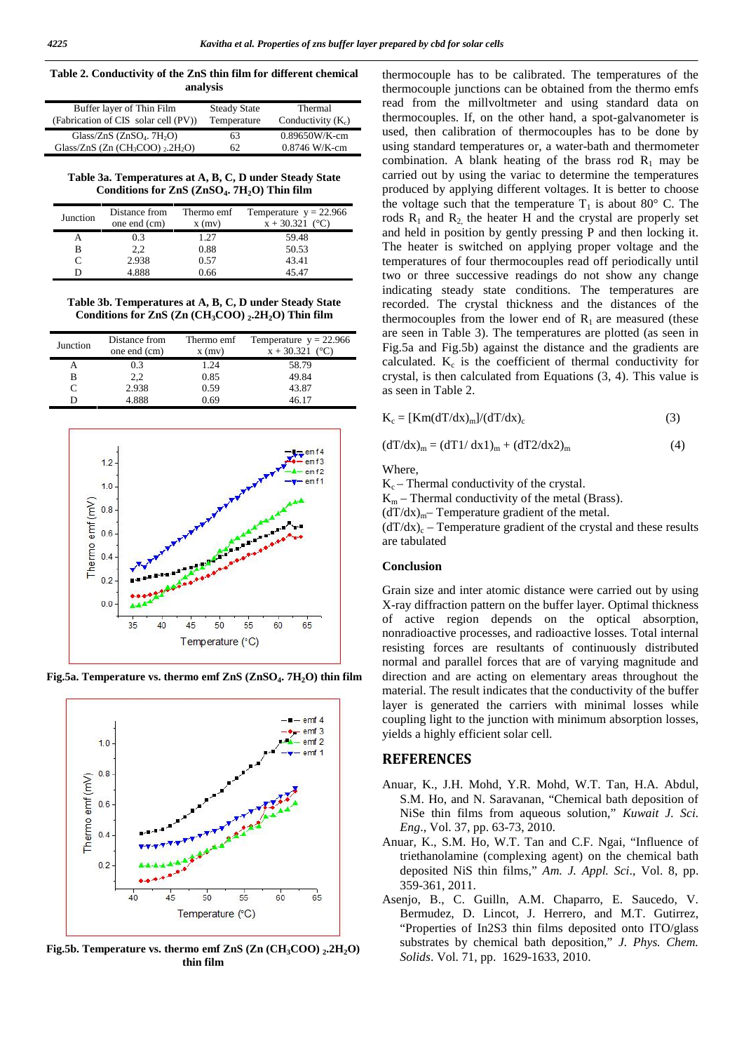**Table 2. Conductivity of the ZnS thin film for different chemical analysis**

| Buffer layer of Thin Film (Fabrication of CIS solar cell (PV)) | Steady State Temperature | Thermal Conductivity ($K_c$) |
|---|---|---|
| Glass/ZnS ($ZnSO_4$. $7H_2O$) | 63 | 0.89650W/K-cm |
| Glass/ZnS (Zn $(CH_3COO)_2$.$2H_2O$) | 62 | 0.8746 W/K-cm |

**Table 3a. Temperatures at A, B, C, D under Steady State Conditions for ZnS ($ZnSO_4$. $7H_2O$) Thin film**

| Junction | Distance from one end (cm) | Thermo emf x (mv) | Temperature y = 22.966 x + 30.321 (°C) |
|---|---|---|---|
| A | 0.3 | 1.27 | 59.48 |
| B | 2,2 | 0.88 | 50.53 |
| C | 2.938 | 0.57 | 43.41 |
| D | 4.888 | 0.66 | 45.47 |

**Table 3b. Temperatures at A, B, C, D under Steady State Conditions for ZnS (Zn $(CH_3COO)_2$.$2H_2O$) Thin film**

| Junction | Distance from one end (cm) | Thermo emf x (mv) | Temperature y = 22.966 x + 30.321 (°C) |
|---|---|---|---|
| A | 0.3 | 1.24 | 58.79 |
| B | 2,2 | 0.85 | 49.84 |
| C | 2.938 | 0.59 | 43.87 |
| D | 4.888 | 0.69 | 46.17 |

**Fig.5a. Temperature vs. thermo emf ZnS ($ZnSO_4$. $7H_2O$) thin film**

**Fig.5b. Temperature vs. thermo emf ZnS (Zn $(CH_3COO)_2$.$2H_2O$) thin film**

thermocouple has to be calibrated. The temperatures of the thermocouple junctions can be obtained from the thermo emfs read from the millvoltmeter and using standard data on thermocouples. If, on the other hand, a spot-galvanometer is used, then calibration of thermocouples has to be done by using standard temperatures or, a water-bath and thermometer combination. A blank heating of the brass rod $R_1$ may be carried out by using the variac to determine the temperatures produced by applying different voltages. It is better to choose the voltage such that the temperature $T_1$ is about 80° C. The rods $R_1$ and $R_2$, the heater H and the crystal are properly set and held in position by gently pressing P and then locking it. The heater is switched on applying proper voltage and the temperatures of four thermocouples read off periodically until two or three successive readings do not show any change indicating steady state conditions. The temperatures are recorded. The crystal thickness and the distances of the thermocouples from the lower end of $R_1$ are measured (these are seen in Table 3). The temperatures are plotted (as seen in Fig.5a and Fig.5b) against the distance and the gradients are calculated. $K_c$ is the coefficient of thermal conductivity for crystal, is then calculated from Equations (3, 4). This value is as seen in Table 2.

$$K_c = [Km(dT/dx)_m]/(dT/dx)_c \quad (3)$$

$$(dT/dx)_m = (dT1/ dx1)_m + (dT2/dx2)_m \quad (4)$$

Where,

$K_c$ – Thermal conductivity of the crystal.

$K_m$ – Thermal conductivity of the metal (Brass).

$(dT/dx)_m$– Temperature gradient of the metal.

$(dT/dx)_c$ – Temperature gradient of the crystal and these results are tabulated

## Conclusion

Grain size and inter atomic distance were carried out by using X-ray diffraction pattern on the buffer layer. Optimal thickness of active region depends on the optical absorption, nonradioactive processes, and radioactive losses. Total internal resisting forces are resultants of continuously distributed normal and parallel forces that are of varying magnitude and direction and are acting on elementary areas throughout the material. The result indicates that the conductivity of the buffer layer is generated the carriers with minimal losses while coupling light to the junction with minimum absorption losses, yields a highly efficient solar cell.

## REFERENCES

Anuar, K., J.H. Mohd, Y.R. Mohd, W.T. Tan, H.A. Abdul, S.M. Ho, and N. Saravanan, "Chemical bath deposition of NiSe thin films from aqueous solution," *Kuwait J. Sci. Eng*., Vol. 37, pp. 63-73, 2010.

Anuar, K., S.M. Ho, W.T. Tan and C.F. Ngai, "Influence of triethanolamine (complexing agent) on the chemical bath deposited NiS thin films," *Am. J. Appl. Sci*., Vol. 8, pp. 359-361, 2011.

Asenjo, B., C. Guilln, A.M. Chaparro, E. Saucedo, V. Bermudez, D. Lincot, J. Herrero, and M.T. Gutirrez, "Properties of In2S3 thin films deposited onto ITO/glass substrates by chemical bath deposition," *J. Phys. Chem. Solids*. Vol. 71, pp. 1629-1633, 2010.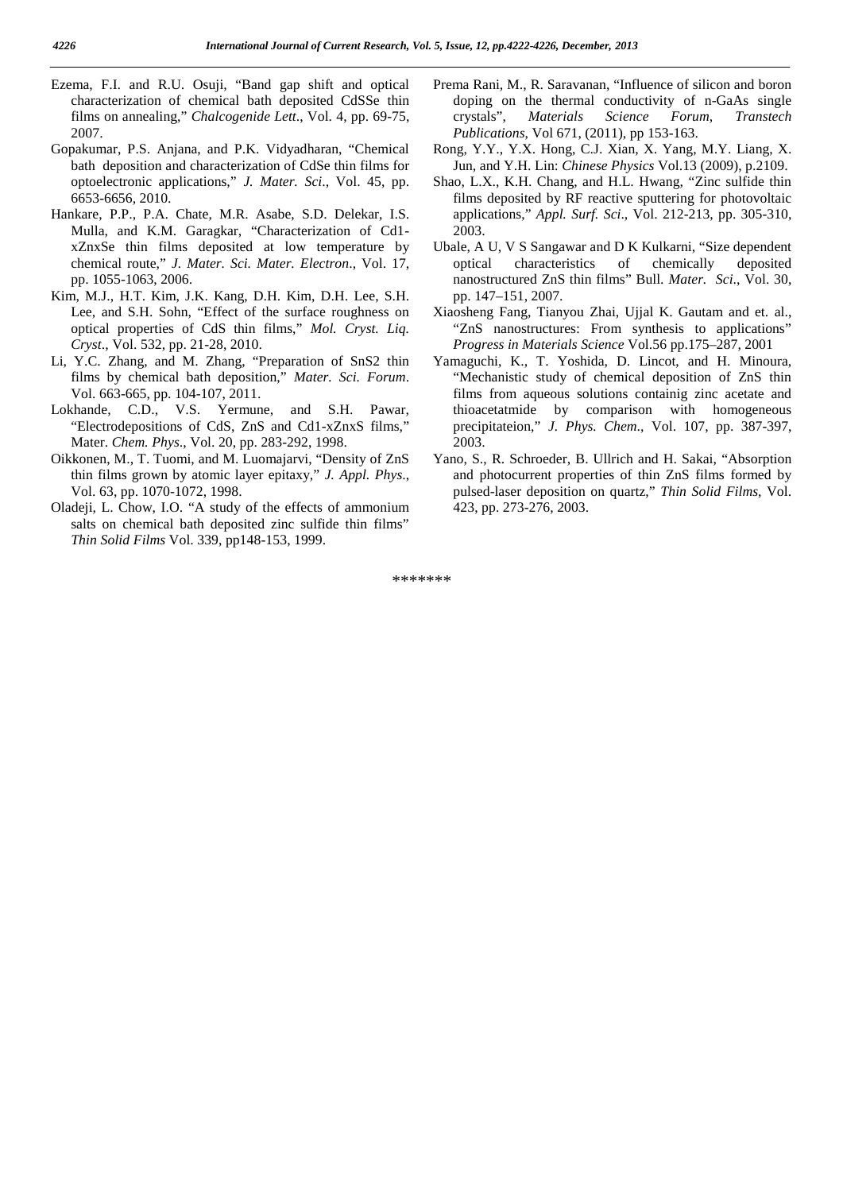Ezema, F.I. and R.U. Osuji, "Band gap shift and optical characterization of chemical bath deposited CdSSe thin films on annealing," *Chalcogenide Lett*., Vol. 4, pp. 69-75, 2007.

Gopakumar, P.S. Anjana, and P.K. Vidyadharan, "Chemical bath deposition and characterization of CdSe thin films for optoelectronic applications," *J. Mater. Sci*., Vol. 45, pp. 6653-6656, 2010.

Hankare, P.P., P.A. Chate, M.R. Asabe, S.D. Delekar, I.S. Mulla, and K.M. Garagkar, "Characterization of Cd1-xZnxSe thin films deposited at low temperature by chemical route," *J. Mater. Sci. Mater. Electron*., Vol. 17, pp. 1055-1063, 2006.

Kim, M.J., H.T. Kim, J.K. Kang, D.H. Kim, D.H. Lee, S.H. Lee, and S.H. Sohn, "Effect of the surface roughness on optical properties of CdS thin films," *Mol. Cryst. Liq. Cryst*., Vol. 532, pp. 21-28, 2010.

Li, Y.C. Zhang, and M. Zhang, "Preparation of SnS2 thin films by chemical bath deposition," *Mater. Sci. Forum*. Vol. 663-665, pp. 104-107, 2011.

Lokhande, C.D., V.S. Yermune, and S.H. Pawar, "Electrodepositions of CdS, ZnS and Cd1-xZnxS films," Mater. *Chem. Phys*., Vol. 20, pp. 283-292, 1998.

Oikkonen, M., T. Tuomi, and M. Luomajarvi, "Density of ZnS thin films grown by atomic layer epitaxy," *J. Appl. Phys*., Vol. 63, pp. 1070-1072, 1998.

Oladeji, L. Chow, I.O. "A study of the effects of ammonium salts on chemical bath deposited zinc sulfide thin films" *Thin Solid Films* Vol. 339, pp148-153, 1999.

Prema Rani, M., R. Saravanan, "Influence of silicon and boron doping on the thermal conductivity of n-GaAs single crystals", *Materials Science Forum, Transtech Publications*, Vol 671, (2011), pp 153-163.

Rong, Y.Y., Y.X. Hong, C.J. Xian, X. Yang, M.Y. Liang, X. Jun, and Y.H. Lin: *Chinese Physics* Vol.13 (2009), p.2109.

Shao, L.X., K.H. Chang, and H.L. Hwang, "Zinc sulfide thin films deposited by RF reactive sputtering for photovoltaic applications," *Appl. Surf. Sci*., Vol. 212-213, pp. 305-310, 2003.

Ubale, A U, V S Sangawar and D K Kulkarni, "Size dependent optical characteristics of chemically deposited nanostructured ZnS thin films" Bull. *Mater. Sci*., Vol. 30, pp. 147–151, 2007.

Xiaosheng Fang, Tianyou Zhai, Ujjal K. Gautam and et. al., "ZnS nanostructures: From synthesis to applications" *Progress in Materials Science* Vol.56 pp.175–287, 2001

Yamaguchi, K., T. Yoshida, D. Lincot, and H. Minoura, "Mechanistic study of chemical deposition of ZnS thin films from aqueous solutions containig zinc acetate and thioacetatmide by comparison with homogeneous precipitateion," *J. Phys. Chem*., Vol. 107, pp. 387-397, 2003.

Yano, S., R. Schroeder, B. Ullrich and H. Sakai, "Absorption and photocurrent properties of thin ZnS films formed by pulsed-laser deposition on quartz," *Thin Solid Films*, Vol. 423, pp. 273-276, 2003.

*******